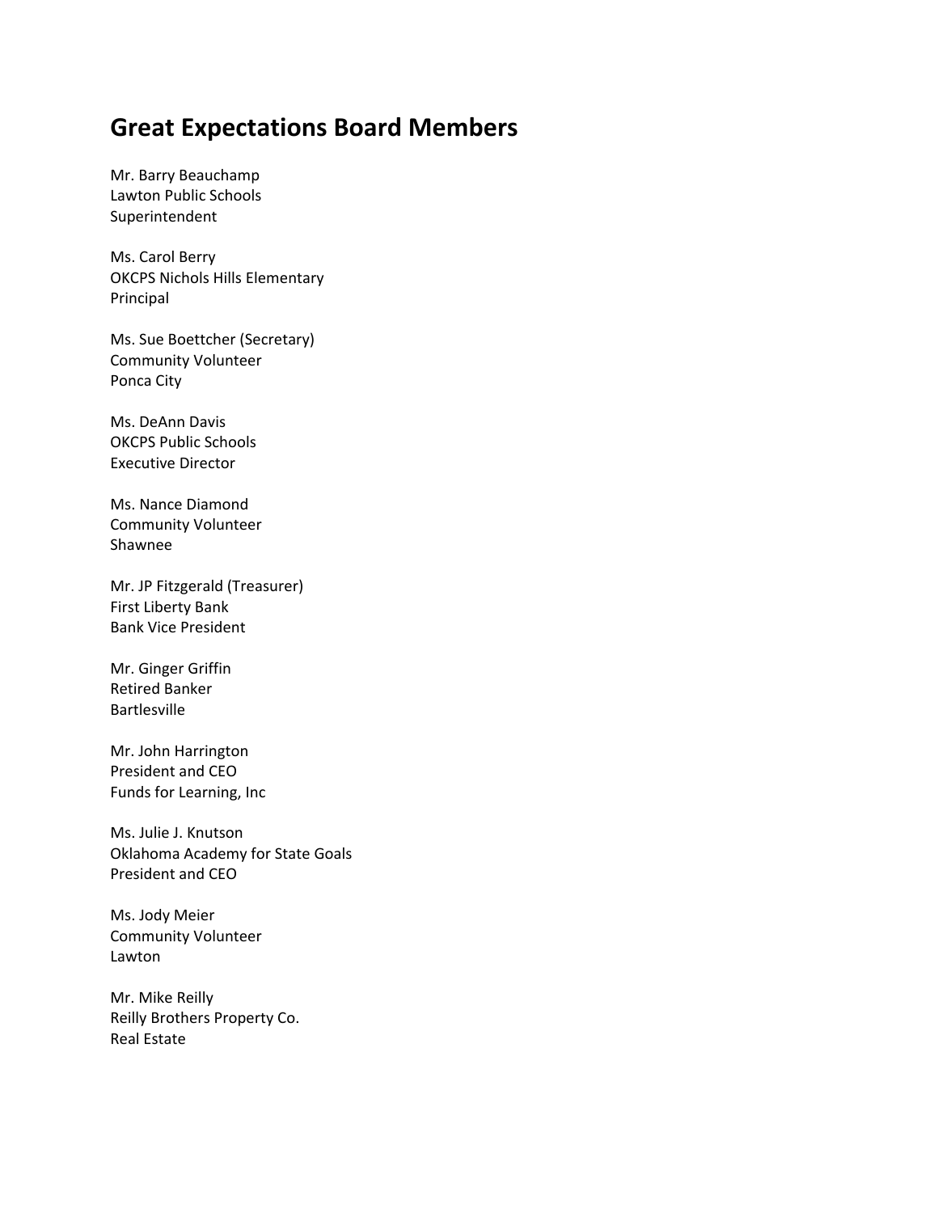# Great Expectations Board Members

Mr. Barry Beauchamp
Lawton Public Schools
Superintendent

Ms. Carol Berry
OKCPS Nichols Hills Elementary
Principal

Ms. Sue Boettcher (Secretary)
Community Volunteer
Ponca City

Ms. DeAnn Davis
OKCPS Public Schools
Executive Director

Ms. Nance Diamond
Community Volunteer
Shawnee

Mr. JP Fitzgerald (Treasurer)
First Liberty Bank
Bank Vice President

Mr. Ginger Griffin
Retired Banker
Bartlesville

Mr. John Harrington
President and CEO
Funds for Learning, Inc

Ms. Julie J. Knutson
Oklahoma Academy for State Goals
President and CEO

Ms. Jody Meier
Community Volunteer
Lawton

Mr. Mike Reilly
Reilly Brothers Property Co.
Real Estate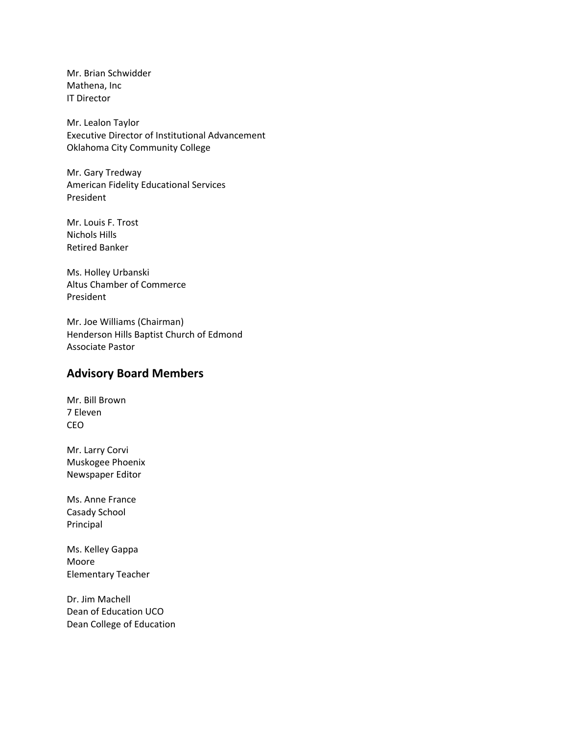Mr. Brian Schwidder
Mathena, Inc
IT Director

Mr. Lealon Taylor
Executive Director of Institutional Advancement
Oklahoma City Community College

Mr. Gary Tredway
American Fidelity Educational Services
President

Mr. Louis F. Trost
Nichols Hills
Retired Banker

Ms. Holley Urbanski
Altus Chamber of Commerce
President

Mr. Joe Williams (Chairman)
Henderson Hills Baptist Church of Edmond
Associate Pastor

## Advisory Board Members

Mr. Bill Brown
7 Eleven
CEO

Mr. Larry Corvi
Muskogee Phoenix
Newspaper Editor

Ms. Anne France
Casady School
Principal

Ms. Kelley Gappa
Moore
Elementary Teacher

Dr. Jim Machell
Dean of Education UCO
Dean College of Education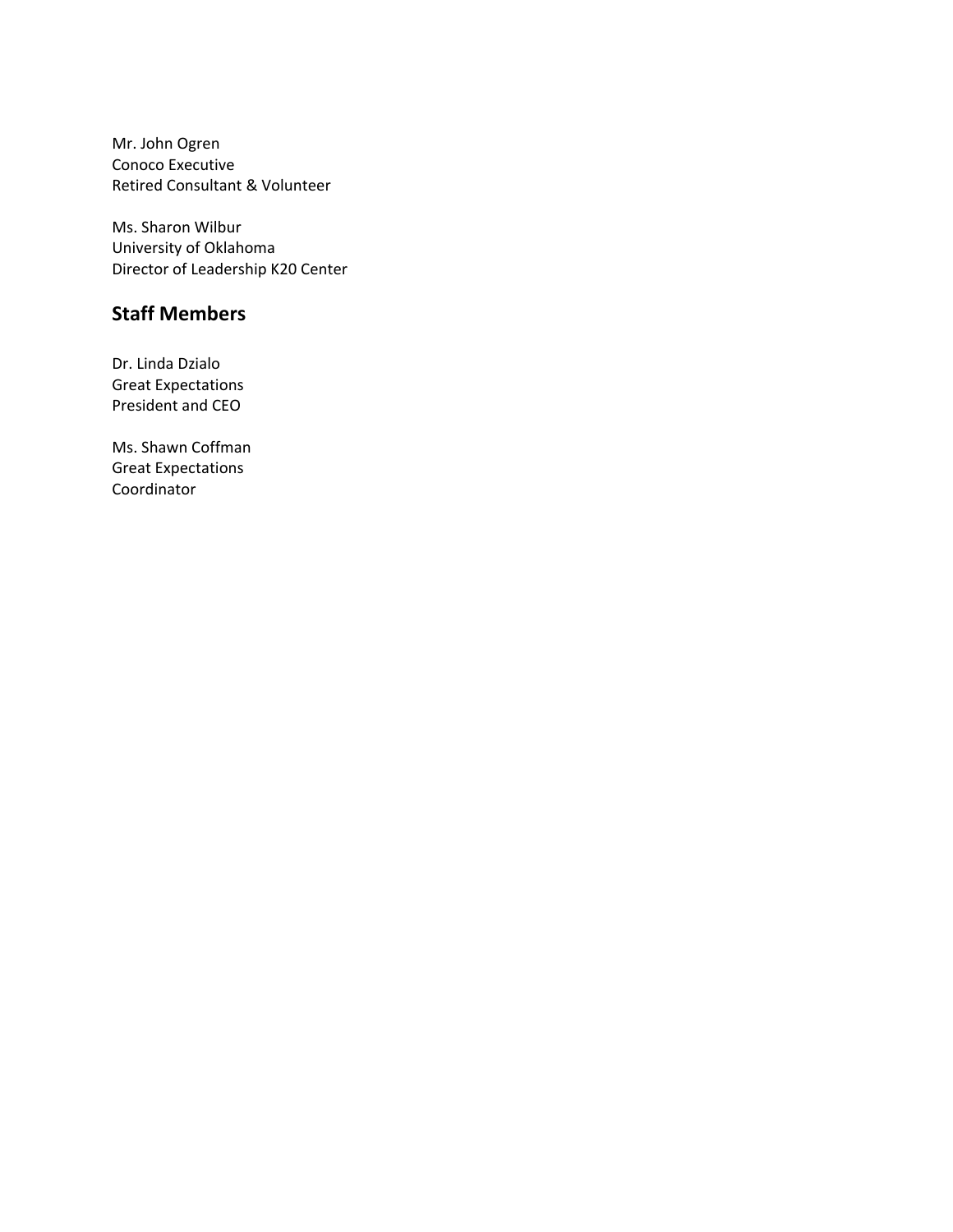Mr. John Ogren
Conoco Executive
Retired Consultant & Volunteer

Ms. Sharon Wilbur
University of Oklahoma
Director of Leadership K20 Center

## Staff Members

Dr. Linda Dzialo
Great Expectations
President and CEO

Ms. Shawn Coffman
Great Expectations
Coordinator